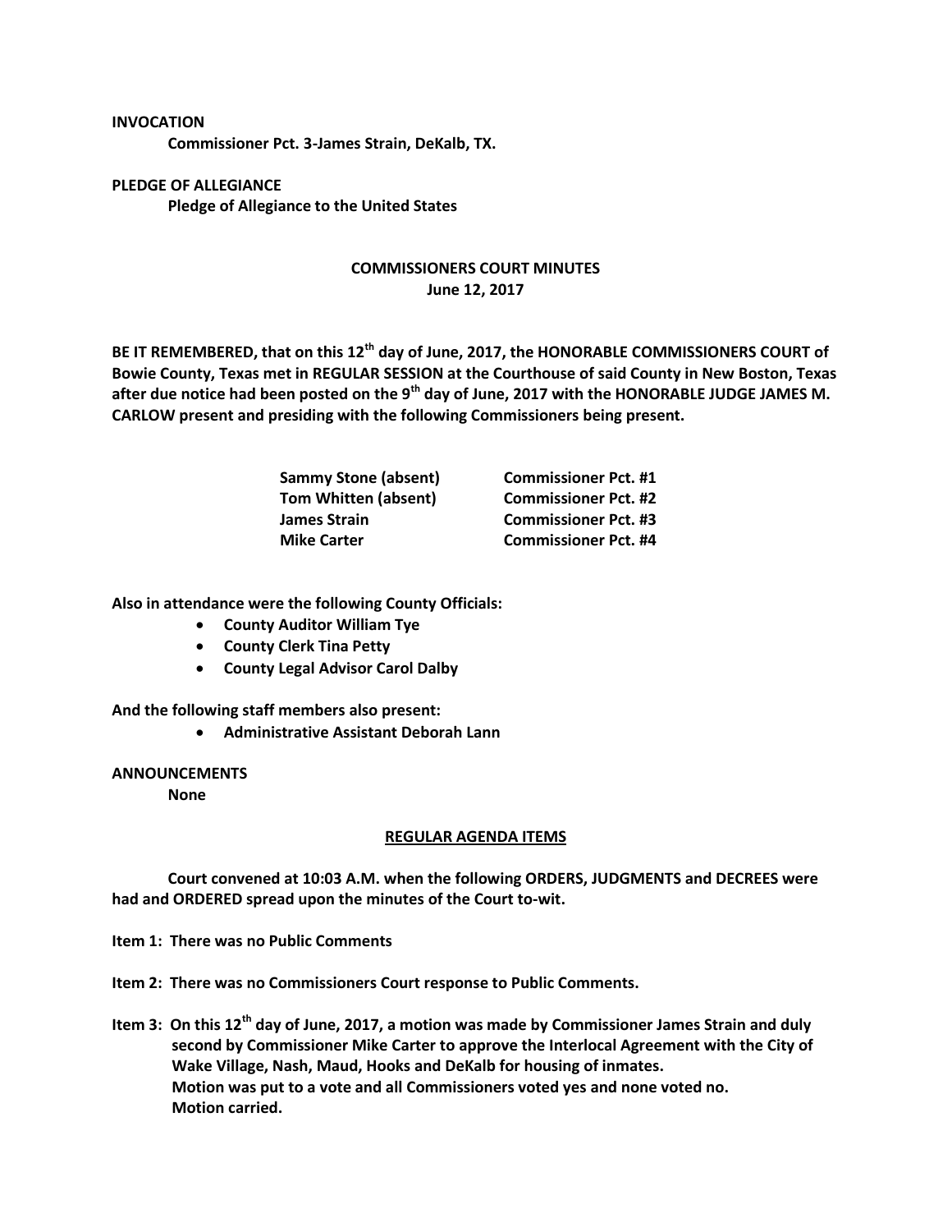**INVOCATION**

**Commissioner Pct. 3-James Strain, DeKalb, TX.**

**PLEDGE OF ALLEGIANCE**

**Pledge of Allegiance to the United States**

**COMMISSIONERS COURT MINUTES**
**June 12, 2017**

**BE IT REMEMBERED, that on this 12th day of June, 2017, the HONORABLE COMMISSIONERS COURT of Bowie County, Texas met in REGULAR SESSION at the Courthouse of said County in New Boston, Texas after due notice had been posted on the 9th day of June, 2017 with the HONORABLE JUDGE JAMES M. CARLOW present and presiding with the following Commissioners being present.**

| | |
|---|---|
| **Sammy Stone (absent)** | **Commissioner Pct. #1** |
| **Tom Whitten (absent)** | **Commissioner Pct. #2** |
| **James Strain** | **Commissioner Pct. #3** |
| **Mike Carter** | **Commissioner Pct. #4** |

**Also in attendance were the following County Officials:**

- **County Auditor William Tye**
- **County Clerk Tina Petty**
- **County Legal Advisor Carol Dalby**

**And the following staff members also present:**

- **Administrative Assistant Deborah Lann**

**ANNOUNCEMENTS**

**None**

**REGULAR AGENDA ITEMS**

**Court convened at 10:03 A.M. when the following ORDERS, JUDGMENTS and DECREES were had and ORDERED spread upon the minutes of the Court to-wit.**

**Item 1: There was no Public Comments**

**Item 2: There was no Commissioners Court response to Public Comments.**

**Item 3: On this 12th day of June, 2017, a motion was made by Commissioner James Strain and duly second by Commissioner Mike Carter to approve the Interlocal Agreement with the City of Wake Village, Nash, Maud, Hooks and DeKalb for housing of inmates. Motion was put to a vote and all Commissioners voted yes and none voted no. Motion carried.**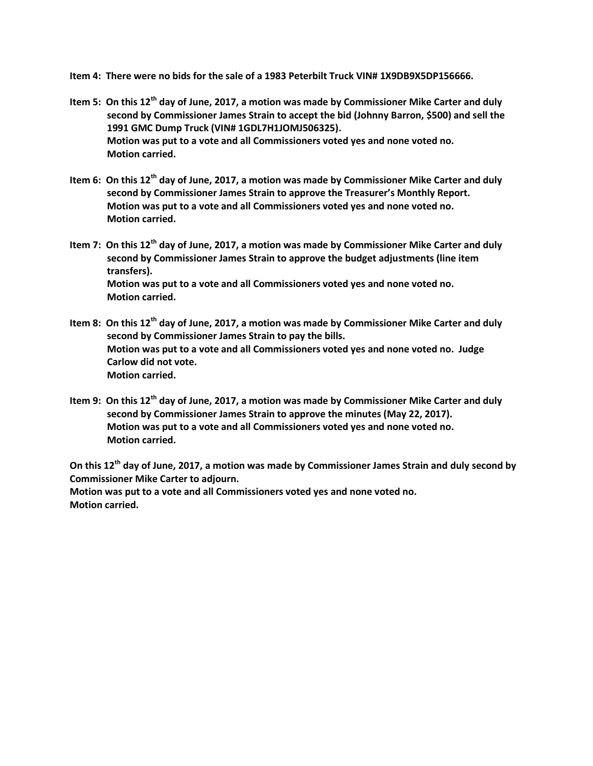**Item 4: There were no bids for the sale of a 1983 Peterbilt Truck VIN# 1X9DB9X5DP156666.**

**Item 5: On this 12th day of June, 2017, a motion was made by Commissioner Mike Carter and duly second by Commissioner James Strain to accept the bid (Johnny Barron, $500) and sell the 1991 GMC Dump Truck (VIN# 1GDL7H1JOMJ506325).**
**Motion was put to a vote and all Commissioners voted yes and none voted no.**
**Motion carried.**

**Item 6: On this 12th day of June, 2017, a motion was made by Commissioner Mike Carter and duly second by Commissioner James Strain to approve the Treasurer's Monthly Report.**
**Motion was put to a vote and all Commissioners voted yes and none voted no.**
**Motion carried.**

**Item 7: On this 12th day of June, 2017, a motion was made by Commissioner Mike Carter and duly second by Commissioner James Strain to approve the budget adjustments (line item transfers).**
**Motion was put to a vote and all Commissioners voted yes and none voted no.**
**Motion carried.**

**Item 8: On this 12th day of June, 2017, a motion was made by Commissioner Mike Carter and duly second by Commissioner James Strain to pay the bills.**
**Motion was put to a vote and all Commissioners voted yes and none voted no. Judge Carlow did not vote.**
**Motion carried.**

**Item 9: On this 12th day of June, 2017, a motion was made by Commissioner Mike Carter and duly second by Commissioner James Strain to approve the minutes (May 22, 2017).**
**Motion was put to a vote and all Commissioners voted yes and none voted no.**
**Motion carried.**

**On this 12th day of June, 2017, a motion was made by Commissioner James Strain and duly second by Commissioner Mike Carter to adjourn.**
**Motion was put to a vote and all Commissioners voted yes and none voted no.**
**Motion carried.**